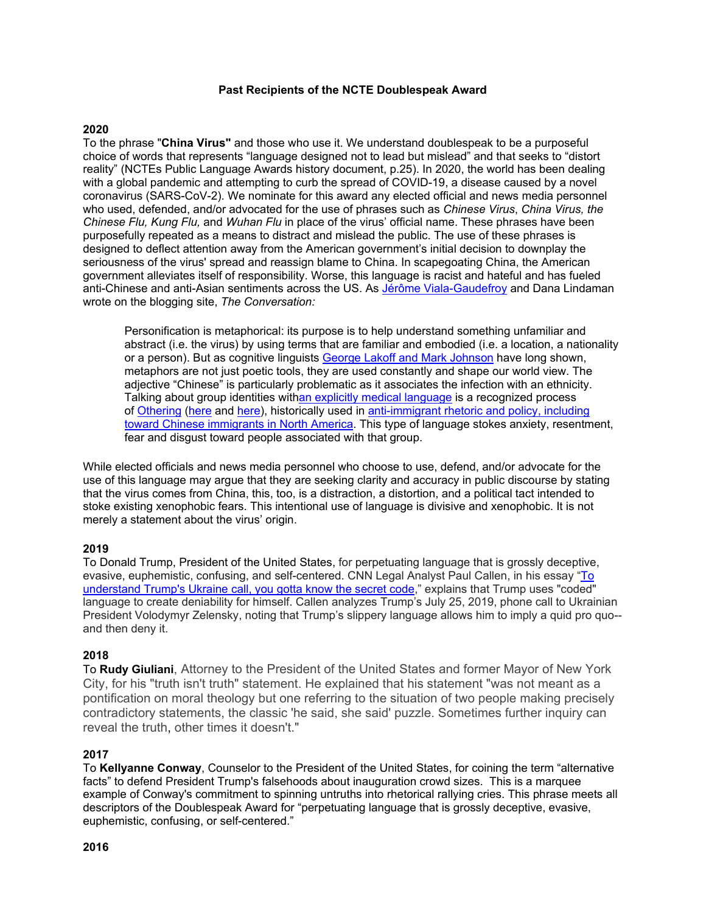# Past Recipients of the NCTE Doublespeak Award

## 2020

To the phrase "**China Virus"** and those who use it. We understand doublespeak to be a purposeful choice of words that represents "language designed not to lead but mislead" and that seeks to "distort reality" (NCTEs Public Language Awards history document, p.25). In 2020, the world has been dealing with a global pandemic and attempting to curb the spread of COVID-19, a disease caused by a novel coronavirus (SARS-CoV-2). We nominate for this award any elected official and news media personnel who used, defended, and/or advocated for the use of phrases such as *Chinese Virus*, *China Virus, the Chinese Flu, Kung Flu,* and *Wuhan Flu* in place of the virus' official name. These phrases have been purposefully repeated as a means to distract and mislead the public. The use of these phrases is designed to deflect attention away from the American government's initial decision to downplay the seriousness of the virus' spread and reassign blame to China. In scapegoating China, the American government alleviates itself of responsibility. Worse, this language is racist and hateful and has fueled anti-Chinese and anti-Asian sentiments across the US. As Jérôme Viala-Gaudefroy and Dana Lindaman wrote on the blogging site, *The Conversation:*

> Personification is metaphorical: its purpose is to help understand something unfamiliar and abstract (i.e. the virus) by using terms that are familiar and embodied (i.e. a location, a nationality or a person). But as cognitive linguists George Lakoff and Mark Johnson have long shown, metaphors are not just poetic tools, they are used constantly and shape our world view. The adjective "Chinese" is particularly problematic as it associates the infection with an ethnicity. Talking about group identities withan explicitly medical language is a recognized process of Othering (here and here), historically used in anti-immigrant rhetoric and policy, including toward Chinese immigrants in North America. This type of language stokes anxiety, resentment, fear and disgust toward people associated with that group.

While elected officials and news media personnel who choose to use, defend, and/or advocate for the use of this language may argue that they are seeking clarity and accuracy in public discourse by stating that the virus comes from China, this, too, is a distraction, a distortion, and a political tact intended to stoke existing xenophobic fears. This intentional use of language is divisive and xenophobic. It is not merely a statement about the virus' origin.

## 2019

To Donald Trump, President of the United States, for perpetuating language that is grossly deceptive, evasive, euphemistic, confusing, and self-centered. CNN Legal Analyst Paul Callen, in his essay "To understand Trump's Ukraine call, you gotta know the secret code," explains that Trump uses "coded" language to create deniability for himself. Callen analyzes Trump's July 25, 2019, phone call to Ukrainian President Volodymyr Zelensky, noting that Trump's slippery language allows him to imply a quid pro quo--and then deny it.

## 2018

To **Rudy Giuliani**, Attorney to the President of the United States and former Mayor of New York City, for his "truth isn't truth" statement. He explained that his statement "was not meant as a pontification on moral theology but one referring to the situation of two people making precisely contradictory statements, the classic 'he said, she said' puzzle. Sometimes further inquiry can reveal the truth, other times it doesn't."

## 2017

To **Kellyanne Conway**, Counselor to the President of the United States, for coining the term "alternative facts" to defend President Trump's falsehoods about inauguration crowd sizes. This is a marquee example of Conway's commitment to spinning untruths into rhetorical rallying cries. This phrase meets all descriptors of the Doublespeak Award for "perpetuating language that is grossly deceptive, evasive, euphemistic, confusing, or self-centered."

## 2016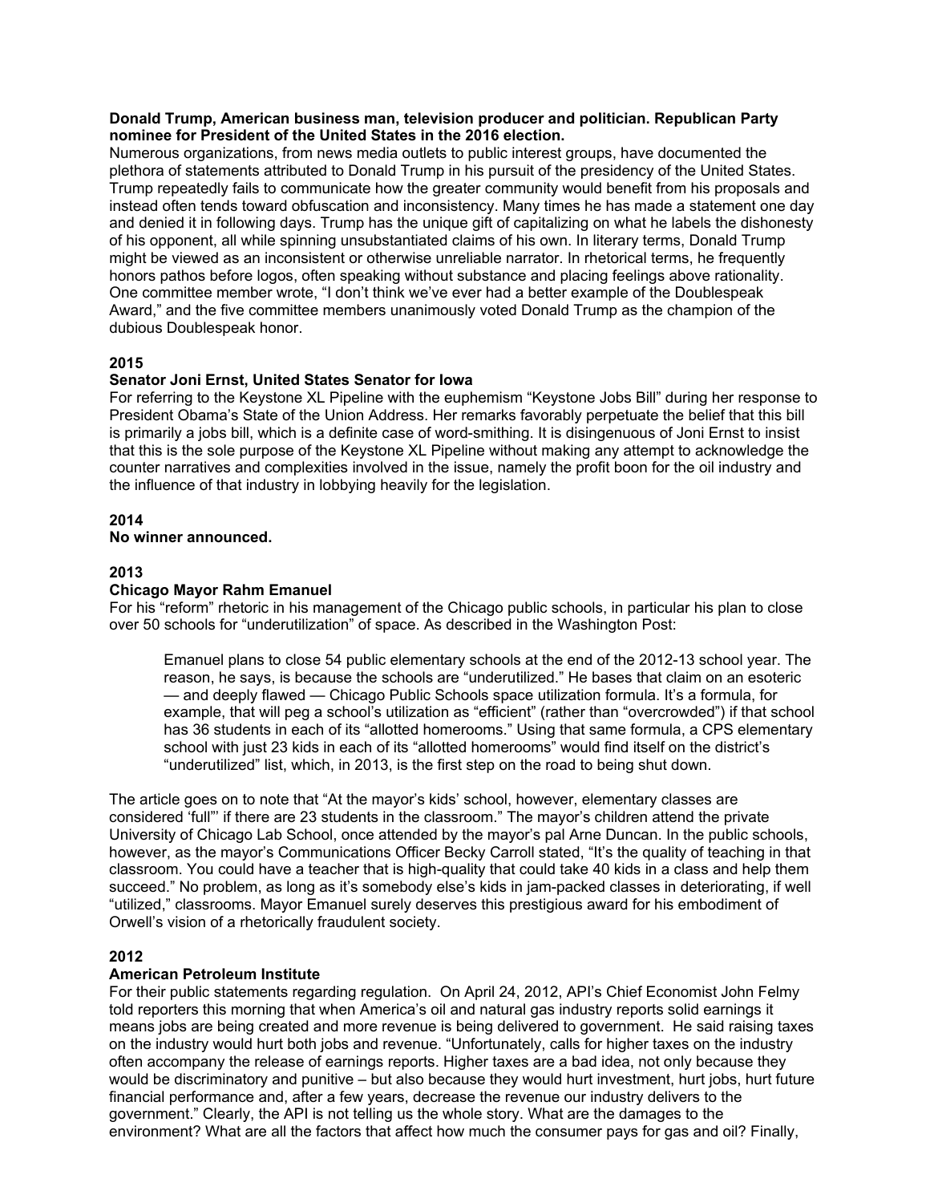**Donald Trump, American business man, television producer and politician. Republican Party nominee for President of the United States in the 2016 election.**

Numerous organizations, from news media outlets to public interest groups, have documented the plethora of statements attributed to Donald Trump in his pursuit of the presidency of the United States. Trump repeatedly fails to communicate how the greater community would benefit from his proposals and instead often tends toward obfuscation and inconsistency. Many times he has made a statement one day and denied it in following days. Trump has the unique gift of capitalizing on what he labels the dishonesty of his opponent, all while spinning unsubstantiated claims of his own. In literary terms, Donald Trump might be viewed as an inconsistent or otherwise unreliable narrator. In rhetorical terms, he frequently honors pathos before logos, often speaking without substance and placing feelings above rationality. One committee member wrote, "I don't think we've ever had a better example of the Doublespeak Award," and the five committee members unanimously voted Donald Trump as the champion of the dubious Doublespeak honor.

## 2015

**Senator Joni Ernst, United States Senator for Iowa**

For referring to the Keystone XL Pipeline with the euphemism "Keystone Jobs Bill" during her response to President Obama's State of the Union Address. Her remarks favorably perpetuate the belief that this bill is primarily a jobs bill, which is a definite case of word-smithing. It is disingenuous of Joni Ernst to insist that this is the sole purpose of the Keystone XL Pipeline without making any attempt to acknowledge the counter narratives and complexities involved in the issue, namely the profit boon for the oil industry and the influence of that industry in lobbying heavily for the legislation.

## 2014

**No winner announced.**

## 2013

**Chicago Mayor Rahm Emanuel**

For his "reform" rhetoric in his management of the Chicago public schools, in particular his plan to close over 50 schools for "underutilization" of space. As described in the Washington Post:

> Emanuel plans to close 54 public elementary schools at the end of the 2012-13 school year. The reason, he says, is because the schools are "underutilized." He bases that claim on an esoteric — and deeply flawed — Chicago Public Schools space utilization formula. It's a formula, for example, that will peg a school's utilization as "efficient" (rather than "overcrowded") if that school has 36 students in each of its "allotted homerooms." Using that same formula, a CPS elementary school with just 23 kids in each of its "allotted homerooms" would find itself on the district's "underutilized" list, which, in 2013, is the first step on the road to being shut down.

The article goes on to note that "At the mayor's kids' school, however, elementary classes are considered 'full"' if there are 23 students in the classroom." The mayor's children attend the private University of Chicago Lab School, once attended by the mayor's pal Arne Duncan. In the public schools, however, as the mayor's Communications Officer Becky Carroll stated, "It's the quality of teaching in that classroom. You could have a teacher that is high-quality that could take 40 kids in a class and help them succeed." No problem, as long as it's somebody else's kids in jam-packed classes in deteriorating, if well "utilized," classrooms. Mayor Emanuel surely deserves this prestigious award for his embodiment of Orwell's vision of a rhetorically fraudulent society.

## 2012

**American Petroleum Institute**

For their public statements regarding regulation. On April 24, 2012, API's Chief Economist John Felmy told reporters this morning that when America's oil and natural gas industry reports solid earnings it means jobs are being created and more revenue is being delivered to government. He said raising taxes on the industry would hurt both jobs and revenue. "Unfortunately, calls for higher taxes on the industry often accompany the release of earnings reports. Higher taxes are a bad idea, not only because they would be discriminatory and punitive – but also because they would hurt investment, hurt jobs, hurt future financial performance and, after a few years, decrease the revenue our industry delivers to the government." Clearly, the API is not telling us the whole story. What are the damages to the environment? What are all the factors that affect how much the consumer pays for gas and oil? Finally,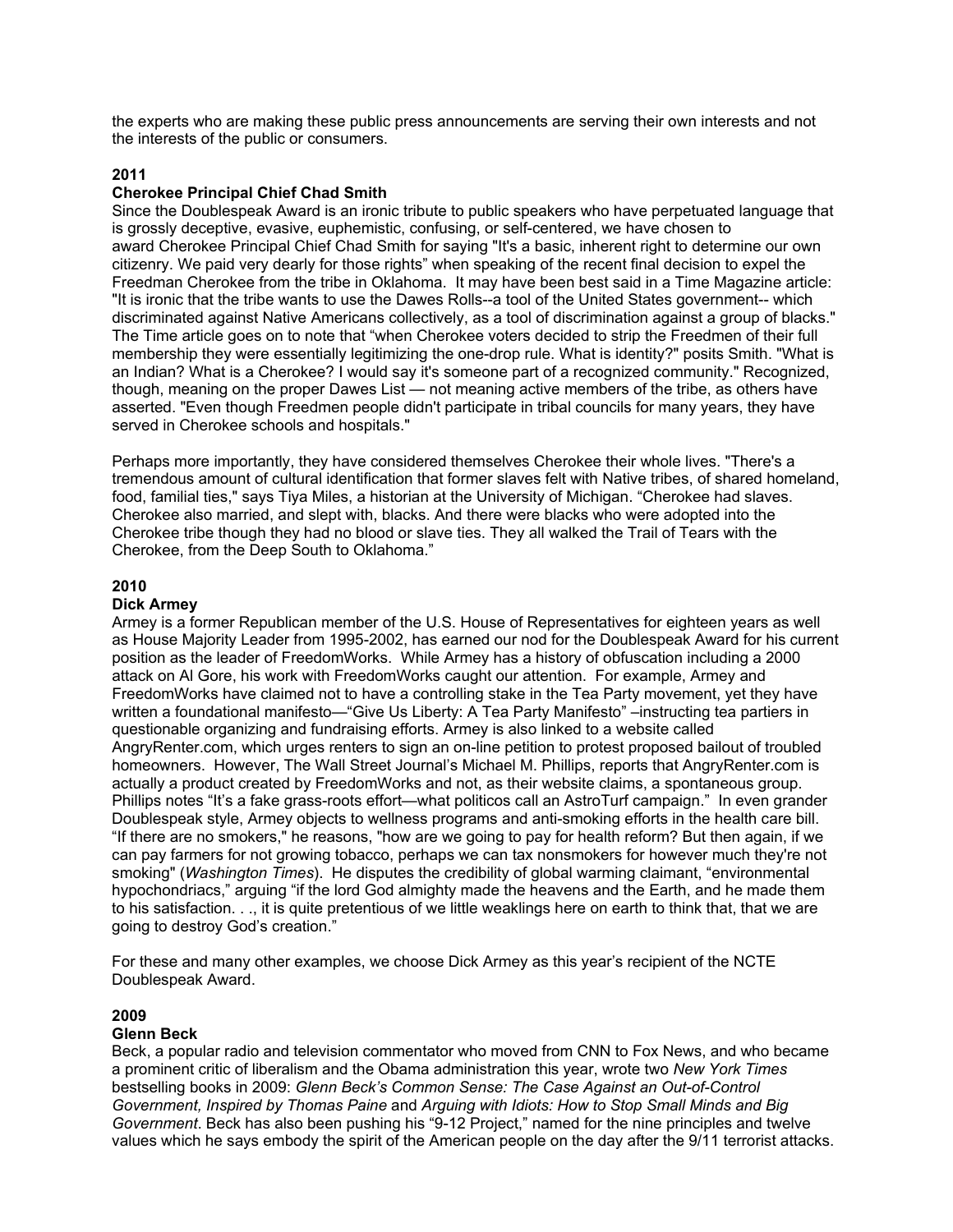the experts who are making these public press announcements are serving their own interests and not the interests of the public or consumers.

**2011**

**Cherokee Principal Chief Chad Smith**

Since the Doublespeak Award is an ironic tribute to public speakers who have perpetuated language that is grossly deceptive, evasive, euphemistic, confusing, or self-centered, we have chosen to award Cherokee Principal Chief Chad Smith for saying "It's a basic, inherent right to determine our own citizenry. We paid very dearly for those rights" when speaking of the recent final decision to expel the Freedman Cherokee from the tribe in Oklahoma. It may have been best said in a Time Magazine article: "It is ironic that the tribe wants to use the Dawes Rolls--a tool of the United States government-- which discriminated against Native Americans collectively, as a tool of discrimination against a group of blacks." The Time article goes on to note that "when Cherokee voters decided to strip the Freedmen of their full membership they were essentially legitimizing the one-drop rule. What is identity?" posits Smith. "What is an Indian? What is a Cherokee? I would say it's someone part of a recognized community." Recognized, though, meaning on the proper Dawes List — not meaning active members of the tribe, as others have asserted. "Even though Freedmen people didn't participate in tribal councils for many years, they have served in Cherokee schools and hospitals."

Perhaps more importantly, they have considered themselves Cherokee their whole lives. "There's a tremendous amount of cultural identification that former slaves felt with Native tribes, of shared homeland, food, familial ties," says Tiya Miles, a historian at the University of Michigan. "Cherokee had slaves. Cherokee also married, and slept with, blacks. And there were blacks who were adopted into the Cherokee tribe though they had no blood or slave ties. They all walked the Trail of Tears with the Cherokee, from the Deep South to Oklahoma."

**2010**

**Dick Armey**

Armey is a former Republican member of the U.S. House of Representatives for eighteen years as well as House Majority Leader from 1995-2002, has earned our nod for the Doublespeak Award for his current position as the leader of FreedomWorks. While Armey has a history of obfuscation including a 2000 attack on Al Gore, his work with FreedomWorks caught our attention. For example, Armey and FreedomWorks have claimed not to have a controlling stake in the Tea Party movement, yet they have written a foundational manifesto—"Give Us Liberty: A Tea Party Manifesto" –instructing tea partiers in questionable organizing and fundraising efforts. Armey is also linked to a website called AngryRenter.com, which urges renters to sign an on-line petition to protest proposed bailout of troubled homeowners. However, The Wall Street Journal's Michael M. Phillips, reports that AngryRenter.com is actually a product created by FreedomWorks and not, as their website claims, a spontaneous group. Phillips notes "It's a fake grass-roots effort—what politicos call an AstroTurf campaign." In even grander Doublespeak style, Armey objects to wellness programs and anti-smoking efforts in the health care bill. "If there are no smokers," he reasons, "how are we going to pay for health reform? But then again, if we can pay farmers for not growing tobacco, perhaps we can tax nonsmokers for however much they're not smoking" (*Washington Times*). He disputes the credibility of global warming claimant, "environmental hypochondriacs," arguing "if the lord God almighty made the heavens and the Earth, and he made them to his satisfaction. . ., it is quite pretentious of we little weaklings here on earth to think that, that we are going to destroy God's creation."

For these and many other examples, we choose Dick Armey as this year's recipient of the NCTE Doublespeak Award.

**2009**

**Glenn Beck**

Beck, a popular radio and television commentator who moved from CNN to Fox News, and who became a prominent critic of liberalism and the Obama administration this year, wrote two *New York Times* bestselling books in 2009: *Glenn Beck's Common Sense: The Case Against an Out-of-Control Government, Inspired by Thomas Paine* and *Arguing with Idiots: How to Stop Small Minds and Big Government*. Beck has also been pushing his "9-12 Project," named for the nine principles and twelve values which he says embody the spirit of the American people on the day after the 9/11 terrorist attacks.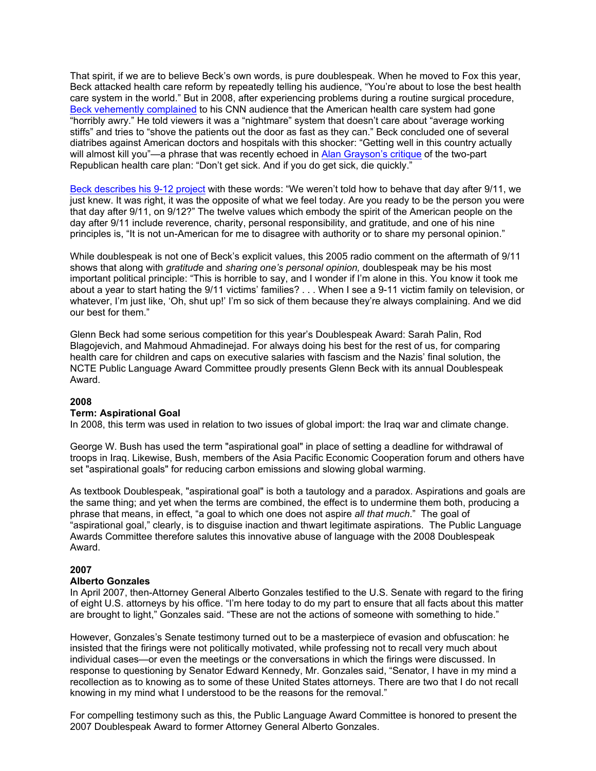That spirit, if we are to believe Beck's own words, is pure doublespeak. When he moved to Fox this year, Beck attacked health care reform by repeatedly telling his audience, "You're about to lose the best health care system in the world." But in 2008, after experiencing problems during a routine surgical procedure, Beck vehemently complained to his CNN audience that the American health care system had gone "horribly awry." He told viewers it was a "nightmare" system that doesn't care about "average working stiffs" and tries to "shove the patients out the door as fast as they can." Beck concluded one of several diatribes against American doctors and hospitals with this shocker: "Getting well in this country actually will almost kill you"—a phrase that was recently echoed in Alan Grayson's critique of the two-part Republican health care plan: "Don't get sick. And if you do get sick, die quickly."

Beck describes his 9-12 project with these words: "We weren't told how to behave that day after 9/11, we just knew. It was right, it was the opposite of what we feel today. Are you ready to be the person you were that day after 9/11, on 9/12?" The twelve values which embody the spirit of the American people on the day after 9/11 include reverence, charity, personal responsibility, and gratitude, and one of his nine principles is, "It is not un-American for me to disagree with authority or to share my personal opinion."

While doublespeak is not one of Beck's explicit values, this 2005 radio comment on the aftermath of 9/11 shows that along with *gratitude* and *sharing one's personal opinion,* doublespeak may be his most important political principle: "This is horrible to say, and I wonder if I'm alone in this. You know it took me about a year to start hating the 9/11 victims' families? . . . When I see a 9-11 victim family on television, or whatever, I'm just like, 'Oh, shut up!' I'm so sick of them because they're always complaining. And we did our best for them."

Glenn Beck had some serious competition for this year's Doublespeak Award: Sarah Palin, Rod Blagojevich, and Mahmoud Ahmadinejad. For always doing his best for the rest of us, for comparing health care for children and caps on executive salaries with fascism and the Nazis' final solution, the NCTE Public Language Award Committee proudly presents Glenn Beck with its annual Doublespeak Award.

## 2008

### Term: Aspirational Goal

In 2008, this term was used in relation to two issues of global import: the Iraq war and climate change.

George W. Bush has used the term "aspirational goal" in place of setting a deadline for withdrawal of troops in Iraq. Likewise, Bush, members of the Asia Pacific Economic Cooperation forum and others have set "aspirational goals" for reducing carbon emissions and slowing global warming.

As textbook Doublespeak, "aspirational goal" is both a tautology and a paradox. Aspirations and goals are the same thing; and yet when the terms are combined, the effect is to undermine them both, producing a phrase that means, in effect, "a goal to which one does not aspire *all that much*." The goal of "aspirational goal," clearly, is to disguise inaction and thwart legitimate aspirations. The Public Language Awards Committee therefore salutes this innovative abuse of language with the 2008 Doublespeak Award.

## 2007

### Alberto Gonzales

In April 2007, then-Attorney General Alberto Gonzales testified to the U.S. Senate with regard to the firing of eight U.S. attorneys by his office. "I'm here today to do my part to ensure that all facts about this matter are brought to light," Gonzales said. "These are not the actions of someone with something to hide."

However, Gonzales's Senate testimony turned out to be a masterpiece of evasion and obfuscation: he insisted that the firings were not politically motivated, while professing not to recall very much about individual cases—or even the meetings or the conversations in which the firings were discussed. In response to questioning by Senator Edward Kennedy, Mr. Gonzales said, "Senator, I have in my mind a recollection as to knowing as to some of these United States attorneys. There are two that I do not recall knowing in my mind what I understood to be the reasons for the removal."

For compelling testimony such as this, the Public Language Award Committee is honored to present the 2007 Doublespeak Award to former Attorney General Alberto Gonzales.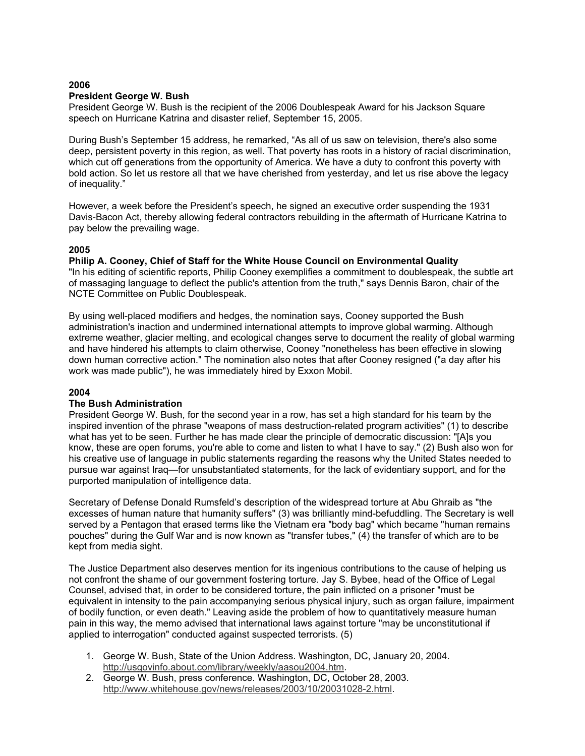**2006**

**President George W. Bush**

President George W. Bush is the recipient of the 2006 Doublespeak Award for his Jackson Square speech on Hurricane Katrina and disaster relief, September 15, 2005.

During Bush's September 15 address, he remarked, "As all of us saw on television, there's also some deep, persistent poverty in this region, as well. That poverty has roots in a history of racial discrimination, which cut off generations from the opportunity of America. We have a duty to confront this poverty with bold action. So let us restore all that we have cherished from yesterday, and let us rise above the legacy of inequality."

However, a week before the President's speech, he signed an executive order suspending the 1931 Davis-Bacon Act, thereby allowing federal contractors rebuilding in the aftermath of Hurricane Katrina to pay below the prevailing wage.

**2005**

**Philip A. Cooney, Chief of Staff for the White House Council on Environmental Quality**

"In his editing of scientific reports, Philip Cooney exemplifies a commitment to doublespeak, the subtle art of massaging language to deflect the public's attention from the truth," says Dennis Baron, chair of the NCTE Committee on Public Doublespeak.

By using well-placed modifiers and hedges, the nomination says, Cooney supported the Bush administration's inaction and undermined international attempts to improve global warming. Although extreme weather, glacier melting, and ecological changes serve to document the reality of global warming and have hindered his attempts to claim otherwise, Cooney "nonetheless has been effective in slowing down human corrective action." The nomination also notes that after Cooney resigned ("a day after his work was made public"), he was immediately hired by Exxon Mobil.

**2004**

**The Bush Administration**

President George W. Bush, for the second year in a row, has set a high standard for his team by the inspired invention of the phrase "weapons of mass destruction-related program activities" (1) to describe what has yet to be seen. Further he has made clear the principle of democratic discussion: "[A]s you know, these are open forums, you're able to come and listen to what I have to say." (2) Bush also won for his creative use of language in public statements regarding the reasons why the United States needed to pursue war against Iraq—for unsubstantiated statements, for the lack of evidentiary support, and for the purported manipulation of intelligence data.

Secretary of Defense Donald Rumsfeld's description of the widespread torture at Abu Ghraib as "the excesses of human nature that humanity suffers" (3) was brilliantly mind-befuddling. The Secretary is well served by a Pentagon that erased terms like the Vietnam era "body bag" which became "human remains pouches" during the Gulf War and is now known as "transfer tubes," (4) the transfer of which are to be kept from media sight.

The Justice Department also deserves mention for its ingenious contributions to the cause of helping us not confront the shame of our government fostering torture. Jay S. Bybee, head of the Office of Legal Counsel, advised that, in order to be considered torture, the pain inflicted on a prisoner "must be equivalent in intensity to the pain accompanying serious physical injury, such as organ failure, impairment of bodily function, or even death." Leaving aside the problem of how to quantitatively measure human pain in this way, the memo advised that international laws against torture "may be unconstitutional if applied to interrogation" conducted against suspected terrorists. (5)

1. George W. Bush, State of the Union Address. Washington, DC, January 20, 2004. http://usgovinfo.about.com/library/weekly/aasou2004.htm.
2. George W. Bush, press conference. Washington, DC, October 28, 2003. http://www.whitehouse.gov/news/releases/2003/10/20031028-2.html.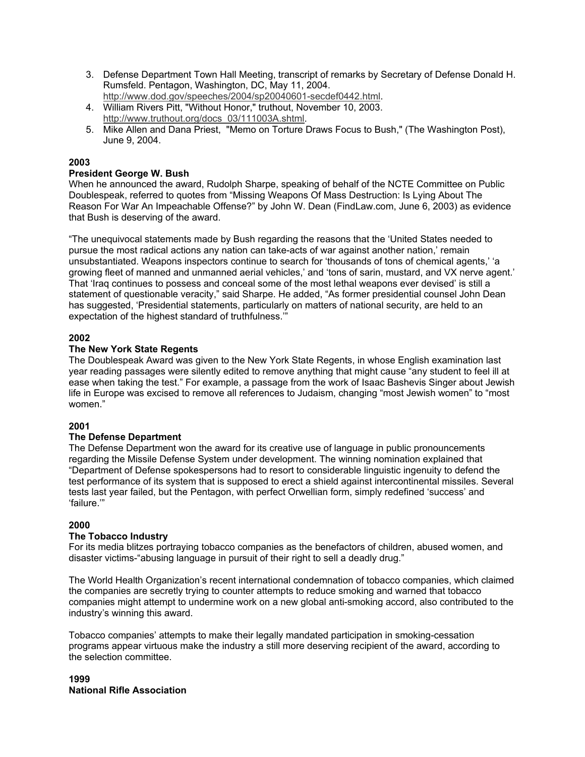3. Defense Department Town Hall Meeting, transcript of remarks by Secretary of Defense Donald H. Rumsfeld. Pentagon, Washington, DC, May 11, 2004. http://www.dod.gov/speeches/2004/sp20040601-secdef0442.html.
4. William Rivers Pitt, "Without Honor," truthout, November 10, 2003. http://www.truthout.org/docs_03/111003A.shtml.
5. Mike Allen and Dana Priest, "Memo on Torture Draws Focus to Bush," (The Washington Post), June 9, 2004.

**2003**
**President George W. Bush**

When he announced the award, Rudolph Sharpe, speaking of behalf of the NCTE Committee on Public Doublespeak, referred to quotes from "Missing Weapons Of Mass Destruction: Is Lying About The Reason For War An Impeachable Offense?" by John W. Dean (FindLaw.com, June 6, 2003) as evidence that Bush is deserving of the award.

"The unequivocal statements made by Bush regarding the reasons that the 'United States needed to pursue the most radical actions any nation can take-acts of war against another nation,' remain unsubstantiated. Weapons inspectors continue to search for 'thousands of tons of chemical agents,' 'a growing fleet of manned and unmanned aerial vehicles,' and 'tons of sarin, mustard, and VX nerve agent.' That 'Iraq continues to possess and conceal some of the most lethal weapons ever devised' is still a statement of questionable veracity," said Sharpe. He added, "As former presidential counsel John Dean has suggested, 'Presidential statements, particularly on matters of national security, are held to an expectation of the highest standard of truthfulness.'"

**2002**
**The New York State Regents**

The Doublespeak Award was given to the New York State Regents, in whose English examination last year reading passages were silently edited to remove anything that might cause "any student to feel ill at ease when taking the test." For example, a passage from the work of Isaac Bashevis Singer about Jewish life in Europe was excised to remove all references to Judaism, changing "most Jewish women" to "most women."

**2001**
**The Defense Department**

The Defense Department won the award for its creative use of language in public pronouncements regarding the Missile Defense System under development. The winning nomination explained that "Department of Defense spokespersons had to resort to considerable linguistic ingenuity to defend the test performance of its system that is supposed to erect a shield against intercontinental missiles. Several tests last year failed, but the Pentagon, with perfect Orwellian form, simply redefined 'success' and 'failure.'"

**2000**
**The Tobacco Industry**

For its media blitzes portraying tobacco companies as the benefactors of children, abused women, and disaster victims-"abusing language in pursuit of their right to sell a deadly drug."

The World Health Organization's recent international condemnation of tobacco companies, which claimed the companies are secretly trying to counter attempts to reduce smoking and warned that tobacco companies might attempt to undermine work on a new global anti-smoking accord, also contributed to the industry's winning this award.

Tobacco companies' attempts to make their legally mandated participation in smoking-cessation programs appear virtuous make the industry a still more deserving recipient of the award, according to the selection committee.

**1999**
**National Rifle Association**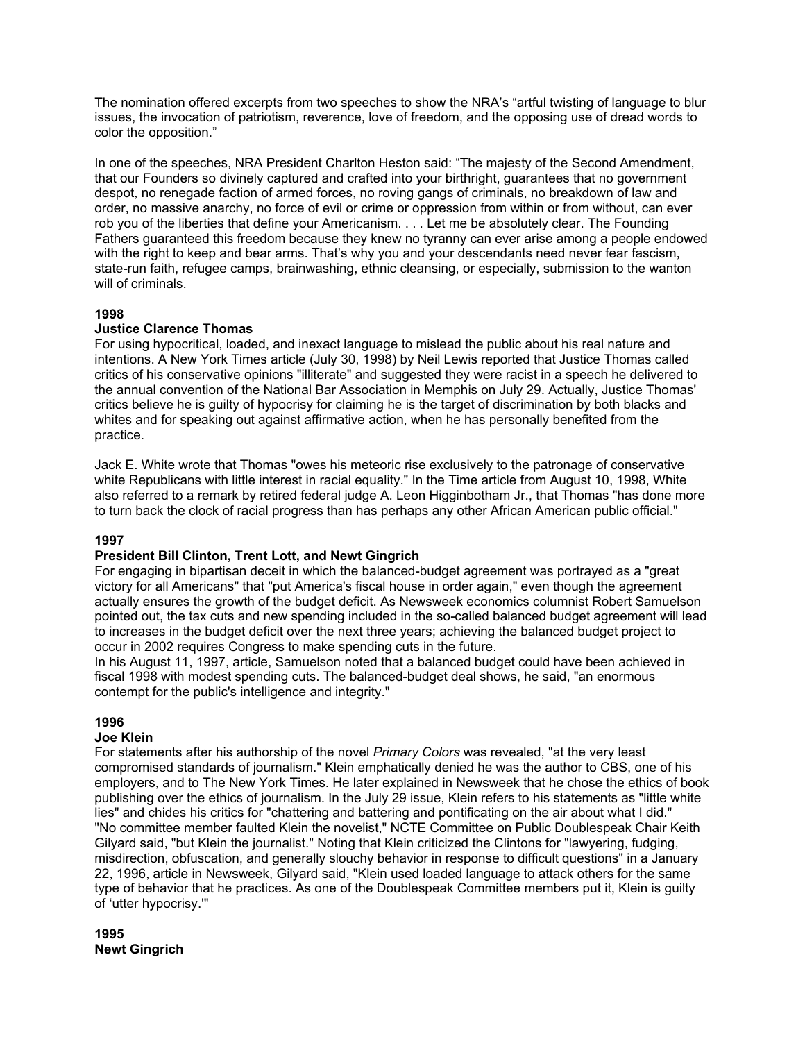The nomination offered excerpts from two speeches to show the NRA's "artful twisting of language to blur issues, the invocation of patriotism, reverence, love of freedom, and the opposing use of dread words to color the opposition."

In one of the speeches, NRA President Charlton Heston said: "The majesty of the Second Amendment, that our Founders so divinely captured and crafted into your birthright, guarantees that no government despot, no renegade faction of armed forces, no roving gangs of criminals, no breakdown of law and order, no massive anarchy, no force of evil or crime or oppression from within or from without, can ever rob you of the liberties that define your Americanism. . . . Let me be absolutely clear. The Founding Fathers guaranteed this freedom because they knew no tyranny can ever arise among a people endowed with the right to keep and bear arms. That's why you and your descendants need never fear fascism, state-run faith, refugee camps, brainwashing, ethnic cleansing, or especially, submission to the wanton will of criminals.

**1998**
**Justice Clarence Thomas**

For using hypocritical, loaded, and inexact language to mislead the public about his real nature and intentions. A New York Times article (July 30, 1998) by Neil Lewis reported that Justice Thomas called critics of his conservative opinions "illiterate" and suggested they were racist in a speech he delivered to the annual convention of the National Bar Association in Memphis on July 29. Actually, Justice Thomas' critics believe he is guilty of hypocrisy for claiming he is the target of discrimination by both blacks and whites and for speaking out against affirmative action, when he has personally benefited from the practice.

Jack E. White wrote that Thomas "owes his meteoric rise exclusively to the patronage of conservative white Republicans with little interest in racial equality." In the Time article from August 10, 1998, White also referred to a remark by retired federal judge A. Leon Higginbotham Jr., that Thomas "has done more to turn back the clock of racial progress than has perhaps any other African American public official."

**1997**
**President Bill Clinton, Trent Lott, and Newt Gingrich**

For engaging in bipartisan deceit in which the balanced-budget agreement was portrayed as a "great victory for all Americans" that "put America's fiscal house in order again," even though the agreement actually ensures the growth of the budget deficit. As Newsweek economics columnist Robert Samuelson pointed out, the tax cuts and new spending included in the so-called balanced budget agreement will lead to increases in the budget deficit over the next three years; achieving the balanced budget project to occur in 2002 requires Congress to make spending cuts in the future.
In his August 11, 1997, article, Samuelson noted that a balanced budget could have been achieved in fiscal 1998 with modest spending cuts. The balanced-budget deal shows, he said, "an enormous contempt for the public's intelligence and integrity."

**1996**
**Joe Klein**

For statements after his authorship of the novel *Primary Colors* was revealed, "at the very least compromised standards of journalism." Klein emphatically denied he was the author to CBS, one of his employers, and to The New York Times. He later explained in Newsweek that he chose the ethics of book publishing over the ethics of journalism. In the July 29 issue, Klein refers to his statements as "little white lies" and chides his critics for "chattering and battering and pontificating on the air about what I did." "No committee member faulted Klein the novelist," NCTE Committee on Public Doublespeak Chair Keith Gilyard said, "but Klein the journalist." Noting that Klein criticized the Clintons for "lawyering, fudging, misdirection, obfuscation, and generally slouchy behavior in response to difficult questions" in a January 22, 1996, article in Newsweek, Gilyard said, "Klein used loaded language to attack others for the same type of behavior that he practices. As one of the Doublespeak Committee members put it, Klein is guilty of 'utter hypocrisy.'"

**1995**
**Newt Gingrich**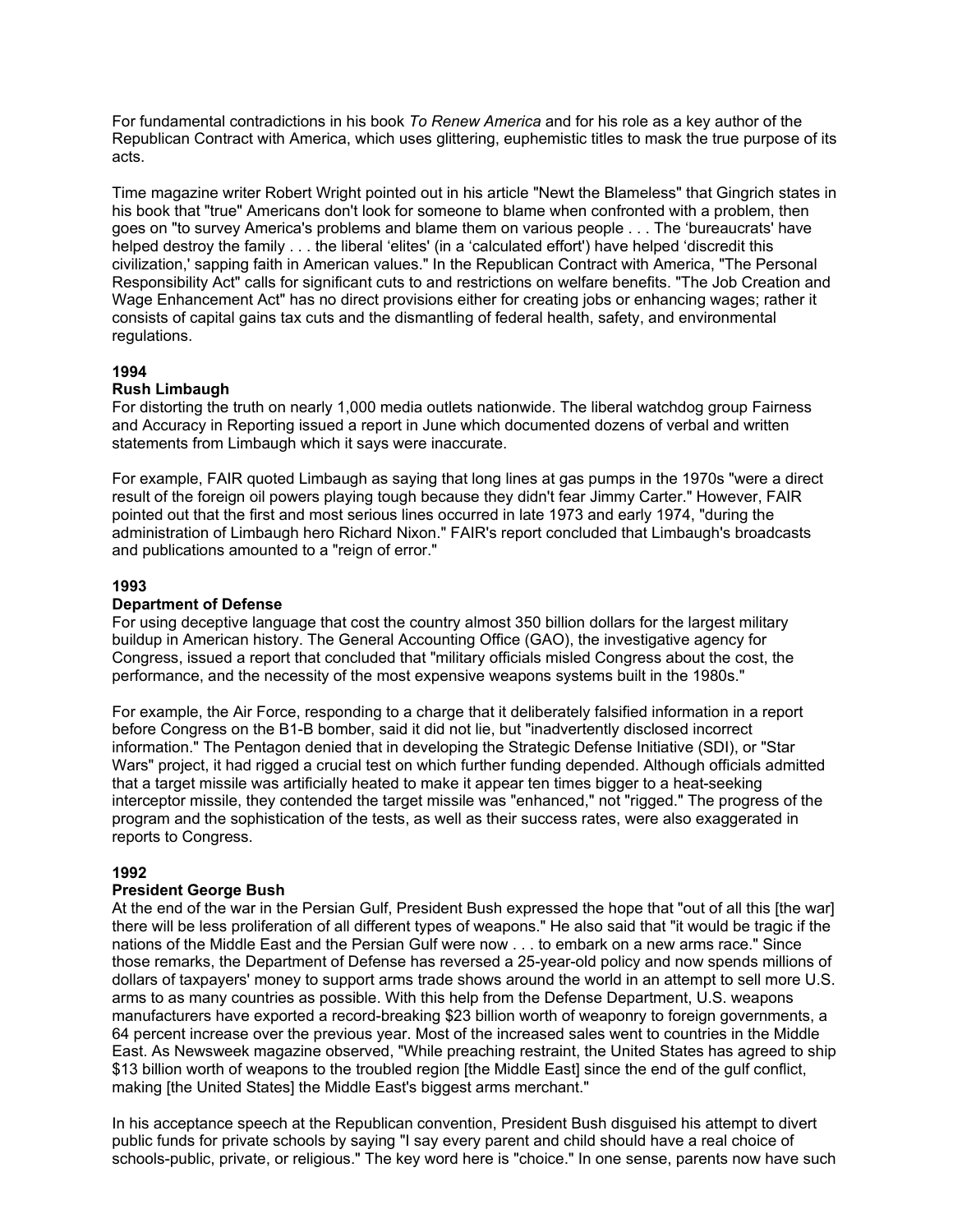For fundamental contradictions in his book *To Renew America* and for his role as a key author of the Republican Contract with America, which uses glittering, euphemistic titles to mask the true purpose of its acts.

Time magazine writer Robert Wright pointed out in his article "Newt the Blameless" that Gingrich states in his book that "true" Americans don't look for someone to blame when confronted with a problem, then goes on "to survey America's problems and blame them on various people . . . The 'bureaucrats' have helped destroy the family . . . the liberal 'elites' (in a 'calculated effort') have helped 'discredit this civilization,' sapping faith in American values." In the Republican Contract with America, "The Personal Responsibility Act" calls for significant cuts to and restrictions on welfare benefits. "The Job Creation and Wage Enhancement Act" has no direct provisions either for creating jobs or enhancing wages; rather it consists of capital gains tax cuts and the dismantling of federal health, safety, and environmental regulations.

**1994**
**Rush Limbaugh**
For distorting the truth on nearly 1,000 media outlets nationwide. The liberal watchdog group Fairness and Accuracy in Reporting issued a report in June which documented dozens of verbal and written statements from Limbaugh which it says were inaccurate.

For example, FAIR quoted Limbaugh as saying that long lines at gas pumps in the 1970s "were a direct result of the foreign oil powers playing tough because they didn't fear Jimmy Carter." However, FAIR pointed out that the first and most serious lines occurred in late 1973 and early 1974, "during the administration of Limbaugh hero Richard Nixon." FAIR's report concluded that Limbaugh's broadcasts and publications amounted to a "reign of error."

**1993**
**Department of Defense**
For using deceptive language that cost the country almost 350 billion dollars for the largest military buildup in American history. The General Accounting Office (GAO), the investigative agency for Congress, issued a report that concluded that "military officials misled Congress about the cost, the performance, and the necessity of the most expensive weapons systems built in the 1980s."

For example, the Air Force, responding to a charge that it deliberately falsified information in a report before Congress on the B1-B bomber, said it did not lie, but "inadvertently disclosed incorrect information." The Pentagon denied that in developing the Strategic Defense Initiative (SDI), or "Star Wars" project, it had rigged a crucial test on which further funding depended. Although officials admitted that a target missile was artificially heated to make it appear ten times bigger to a heat-seeking interceptor missile, they contended the target missile was "enhanced," not "rigged." The progress of the program and the sophistication of the tests, as well as their success rates, were also exaggerated in reports to Congress.

**1992**
**President George Bush**
At the end of the war in the Persian Gulf, President Bush expressed the hope that "out of all this [the war] there will be less proliferation of all different types of weapons." He also said that "it would be tragic if the nations of the Middle East and the Persian Gulf were now . . . to embark on a new arms race." Since those remarks, the Department of Defense has reversed a 25-year-old policy and now spends millions of dollars of taxpayers' money to support arms trade shows around the world in an attempt to sell more U.S. arms to as many countries as possible. With this help from the Defense Department, U.S. weapons manufacturers have exported a record-breaking $23 billion worth of weaponry to foreign governments, a 64 percent increase over the previous year. Most of the increased sales went to countries in the Middle East. As Newsweek magazine observed, "While preaching restraint, the United States has agreed to ship $13 billion worth of weapons to the troubled region [the Middle East] since the end of the gulf conflict, making [the United States] the Middle East's biggest arms merchant."

In his acceptance speech at the Republican convention, President Bush disguised his attempt to divert public funds for private schools by saying "I say every parent and child should have a real choice of schools-public, private, or religious." The key word here is "choice." In one sense, parents now have such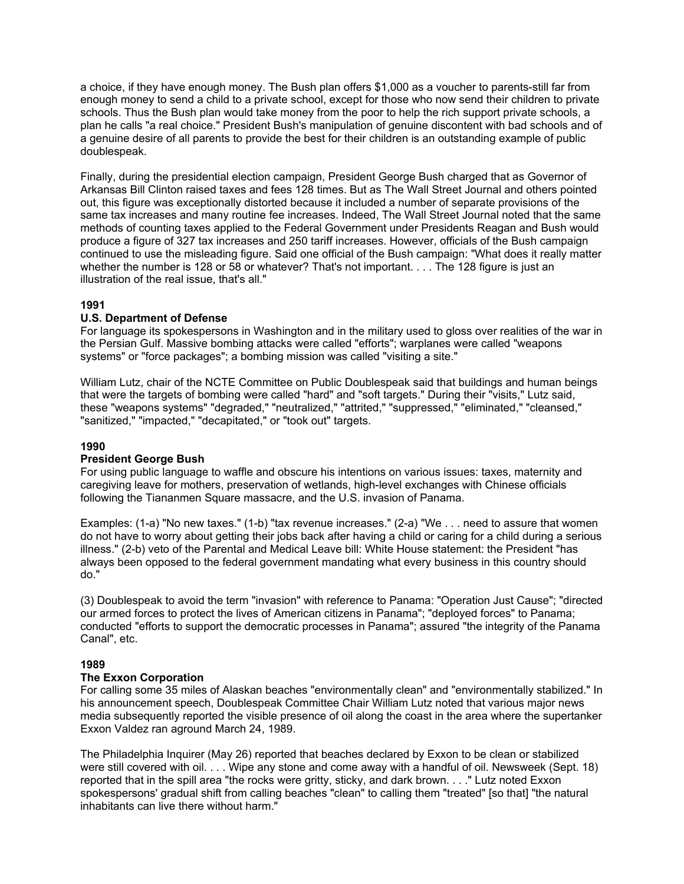a choice, if they have enough money. The Bush plan offers $1,000 as a voucher to parents-still far from enough money to send a child to a private school, except for those who now send their children to private schools. Thus the Bush plan would take money from the poor to help the rich support private schools, a plan he calls "a real choice." President Bush's manipulation of genuine discontent with bad schools and of a genuine desire of all parents to provide the best for their children is an outstanding example of public doublespeak.

Finally, during the presidential election campaign, President George Bush charged that as Governor of Arkansas Bill Clinton raised taxes and fees 128 times. But as The Wall Street Journal and others pointed out, this figure was exceptionally distorted because it included a number of separate provisions of the same tax increases and many routine fee increases. Indeed, The Wall Street Journal noted that the same methods of counting taxes applied to the Federal Government under Presidents Reagan and Bush would produce a figure of 327 tax increases and 250 tariff increases. However, officials of the Bush campaign continued to use the misleading figure. Said one official of the Bush campaign: "What does it really matter whether the number is 128 or 58 or whatever? That's not important. . . . The 128 figure is just an illustration of the real issue, that's all."

**1991**

**U.S. Department of Defense**

For language its spokespersons in Washington and in the military used to gloss over realities of the war in the Persian Gulf. Massive bombing attacks were called "efforts"; warplanes were called "weapons systems" or "force packages"; a bombing mission was called "visiting a site."

William Lutz, chair of the NCTE Committee on Public Doublespeak said that buildings and human beings that were the targets of bombing were called "hard" and "soft targets." During their "visits," Lutz said, these "weapons systems" "degraded," "neutralized," "attrited," "suppressed," "eliminated," "cleansed," "sanitized," "impacted," "decapitated," or "took out" targets.

**1990**

**President George Bush**

For using public language to waffle and obscure his intentions on various issues: taxes, maternity and caregiving leave for mothers, preservation of wetlands, high-level exchanges with Chinese officials following the Tiananmen Square massacre, and the U.S. invasion of Panama.

Examples: (1-a) "No new taxes." (1-b) "tax revenue increases." (2-a) "We . . . need to assure that women do not have to worry about getting their jobs back after having a child or caring for a child during a serious illness." (2-b) veto of the Parental and Medical Leave bill: White House statement: the President "has always been opposed to the federal government mandating what every business in this country should do."

(3) Doublespeak to avoid the term "invasion" with reference to Panama: "Operation Just Cause"; "directed our armed forces to protect the lives of American citizens in Panama"; "deployed forces" to Panama; conducted "efforts to support the democratic processes in Panama"; assured "the integrity of the Panama Canal", etc.

**1989**

**The Exxon Corporation**

For calling some 35 miles of Alaskan beaches "environmentally clean" and "environmentally stabilized." In his announcement speech, Doublespeak Committee Chair William Lutz noted that various major news media subsequently reported the visible presence of oil along the coast in the area where the supertanker Exxon Valdez ran aground March 24, 1989.

The Philadelphia Inquirer (May 26) reported that beaches declared by Exxon to be clean or stabilized were still covered with oil. . . . Wipe any stone and come away with a handful of oil. Newsweek (Sept. 18) reported that in the spill area "the rocks were gritty, sticky, and dark brown. . . ." Lutz noted Exxon spokespersons' gradual shift from calling beaches "clean" to calling them "treated" [so that] "the natural inhabitants can live there without harm."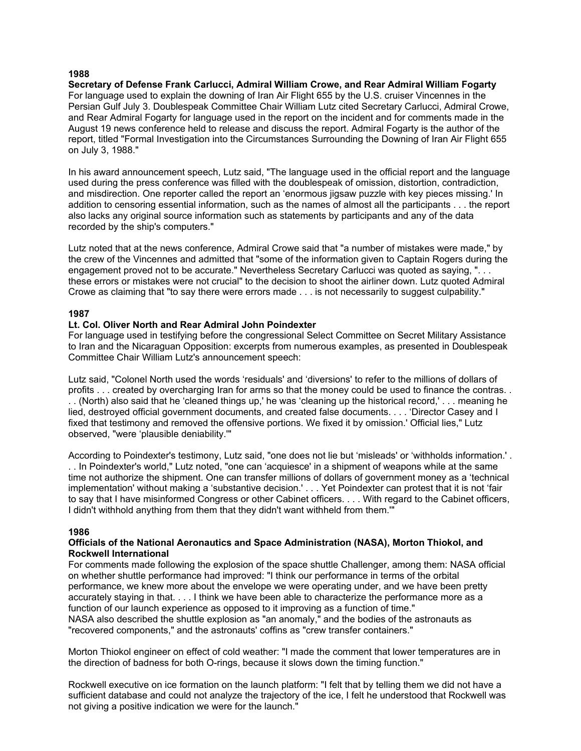### 1988

**Secretary of Defense Frank Carlucci, Admiral William Crowe, and Rear Admiral William Fogarty**

For language used to explain the downing of Iran Air Flight 655 by the U.S. cruiser Vincennes in the Persian Gulf July 3. Doublespeak Committee Chair William Lutz cited Secretary Carlucci, Admiral Crowe, and Rear Admiral Fogarty for language used in the report on the incident and for comments made in the August 19 news conference held to release and discuss the report. Admiral Fogarty is the author of the report, titled "Formal Investigation into the Circumstances Surrounding the Downing of Iran Air Flight 655 on July 3, 1988."

In his award announcement speech, Lutz said, "The language used in the official report and the language used during the press conference was filled with the doublespeak of omission, distortion, contradiction, and misdirection. One reporter called the report an 'enormous jigsaw puzzle with key pieces missing.' In addition to censoring essential information, such as the names of almost all the participants . . . the report also lacks any original source information such as statements by participants and any of the data recorded by the ship's computers."

Lutz noted that at the news conference, Admiral Crowe said that "a number of mistakes were made," by the crew of the Vincennes and admitted that "some of the information given to Captain Rogers during the engagement proved not to be accurate." Nevertheless Secretary Carlucci was quoted as saying, ". . . these errors or mistakes were not crucial" to the decision to shoot the airliner down. Lutz quoted Admiral Crowe as claiming that "to say there were errors made . . . is not necessarily to suggest culpability."

### 1987

**Lt. Col. Oliver North and Rear Admiral John Poindexter**

For language used in testifying before the congressional Select Committee on Secret Military Assistance to Iran and the Nicaraguan Opposition: excerpts from numerous examples, as presented in Doublespeak Committee Chair William Lutz's announcement speech:

Lutz said, "Colonel North used the words 'residuals' and 'diversions' to refer to the millions of dollars of profits . . . created by overcharging Iran for arms so that the money could be used to finance the contras. . . . (North) also said that he 'cleaned things up,' he was 'cleaning up the historical record,' . . . meaning he lied, destroyed official government documents, and created false documents. . . . 'Director Casey and I fixed that testimony and removed the offensive portions. We fixed it by omission.' Official lies," Lutz observed, "were 'plausible deniability.'"

According to Poindexter's testimony, Lutz said, "one does not lie but 'misleads' or 'withholds information.' . . . In Poindexter's world," Lutz noted, "one can 'acquiesce' in a shipment of weapons while at the same time not authorize the shipment. One can transfer millions of dollars of government money as a 'technical implementation' without making a 'substantive decision.' . . . Yet Poindexter can protest that it is not 'fair to say that I have misinformed Congress or other Cabinet officers. . . . With regard to the Cabinet officers, I didn't withhold anything from them that they didn't want withheld from them.'"

### 1986

**Officials of the National Aeronautics and Space Administration (NASA), Morton Thiokol, and Rockwell International**

For comments made following the explosion of the space shuttle Challenger, among them: NASA official on whether shuttle performance had improved: "I think our performance in terms of the orbital performance, we knew more about the envelope we were operating under, and we have been pretty accurately staying in that. . . . I think we have been able to characterize the performance more as a function of our launch experience as opposed to it improving as a function of time."
NASA also described the shuttle explosion as "an anomaly," and the bodies of the astronauts as "recovered components," and the astronauts' coffins as "crew transfer containers."

Morton Thiokol engineer on effect of cold weather: "I made the comment that lower temperatures are in the direction of badness for both O-rings, because it slows down the timing function."

Rockwell executive on ice formation on the launch platform: "I felt that by telling them we did not have a sufficient database and could not analyze the trajectory of the ice, I felt he understood that Rockwell was not giving a positive indication we were for the launch."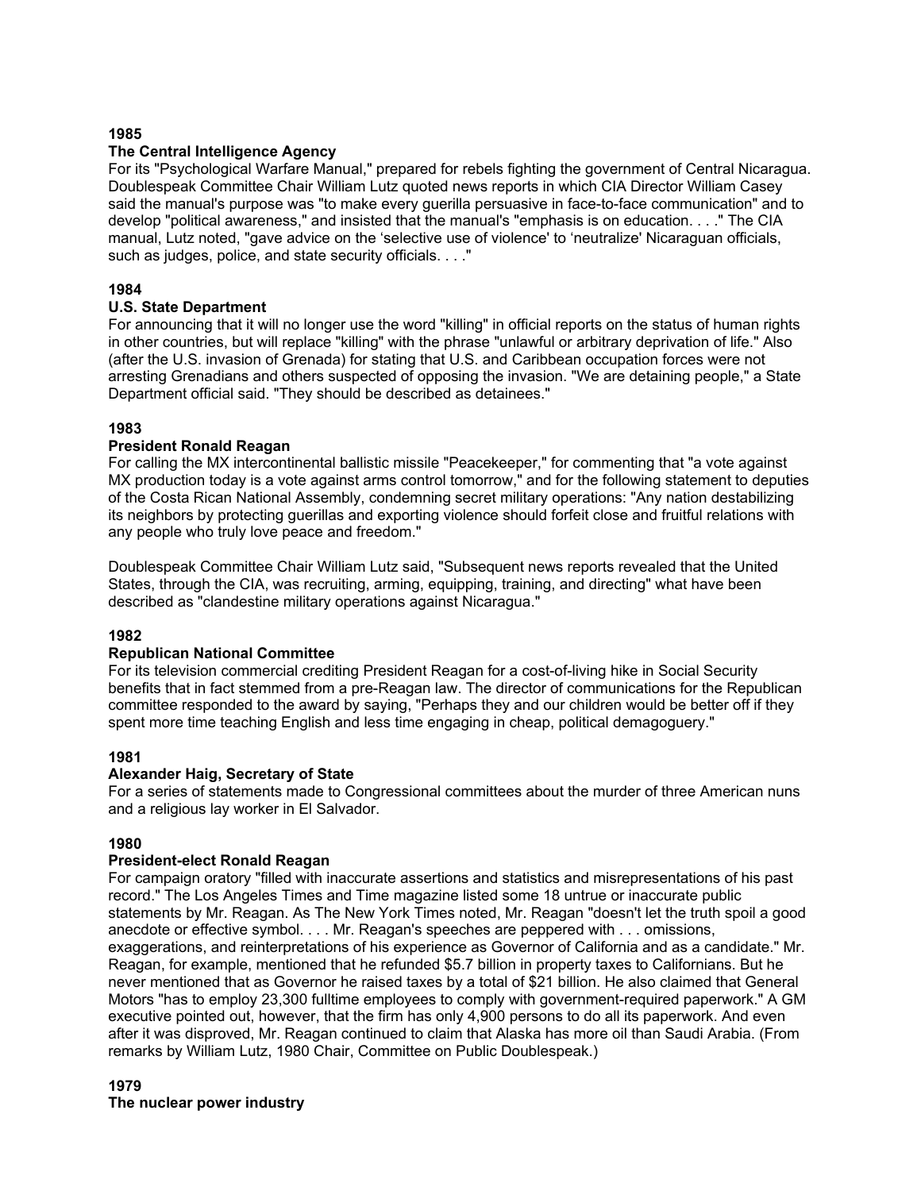**1985**

**The Central Intelligence Agency**

For its "Psychological Warfare Manual," prepared for rebels fighting the government of Central Nicaragua. Doublespeak Committee Chair William Lutz quoted news reports in which CIA Director William Casey said the manual's purpose was "to make every guerilla persuasive in face-to-face communication" and to develop "political awareness," and insisted that the manual's "emphasis is on education. . . ." The CIA manual, Lutz noted, "gave advice on the 'selective use of violence' to 'neutralize' Nicaraguan officials, such as judges, police, and state security officials. . . ."

**1984**

**U.S. State Department**

For announcing that it will no longer use the word "killing" in official reports on the status of human rights in other countries, but will replace "killing" with the phrase "unlawful or arbitrary deprivation of life." Also (after the U.S. invasion of Grenada) for stating that U.S. and Caribbean occupation forces were not arresting Grenadians and others suspected of opposing the invasion. "We are detaining people," a State Department official said. "They should be described as detainees."

**1983**

**President Ronald Reagan**

For calling the MX intercontinental ballistic missile "Peacekeeper," for commenting that "a vote against MX production today is a vote against arms control tomorrow," and for the following statement to deputies of the Costa Rican National Assembly, condemning secret military operations: "Any nation destabilizing its neighbors by protecting guerillas and exporting violence should forfeit close and fruitful relations with any people who truly love peace and freedom."

Doublespeak Committee Chair William Lutz said, "Subsequent news reports revealed that the United States, through the CIA, was recruiting, arming, equipping, training, and directing" what have been described as "clandestine military operations against Nicaragua."

**1982**

**Republican National Committee**

For its television commercial crediting President Reagan for a cost-of-living hike in Social Security benefits that in fact stemmed from a pre-Reagan law. The director of communications for the Republican committee responded to the award by saying, "Perhaps they and our children would be better off if they spent more time teaching English and less time engaging in cheap, political demagoguery."

**1981**

**Alexander Haig, Secretary of State**

For a series of statements made to Congressional committees about the murder of three American nuns and a religious lay worker in El Salvador.

**1980**

**President-elect Ronald Reagan**

For campaign oratory "filled with inaccurate assertions and statistics and misrepresentations of his past record." The Los Angeles Times and Time magazine listed some 18 untrue or inaccurate public statements by Mr. Reagan. As The New York Times noted, Mr. Reagan "doesn't let the truth spoil a good anecdote or effective symbol. . . . Mr. Reagan's speeches are peppered with . . . omissions, exaggerations, and reinterpretations of his experience as Governor of California and as a candidate." Mr. Reagan, for example, mentioned that he refunded $5.7 billion in property taxes to Californians. But he never mentioned that as Governor he raised taxes by a total of $21 billion. He also claimed that General Motors "has to employ 23,300 fulltime employees to comply with government-required paperwork." A GM executive pointed out, however, that the firm has only 4,900 persons to do all its paperwork. And even after it was disproved, Mr. Reagan continued to claim that Alaska has more oil than Saudi Arabia. (From remarks by William Lutz, 1980 Chair, Committee on Public Doublespeak.)

**1979**

**The nuclear power industry**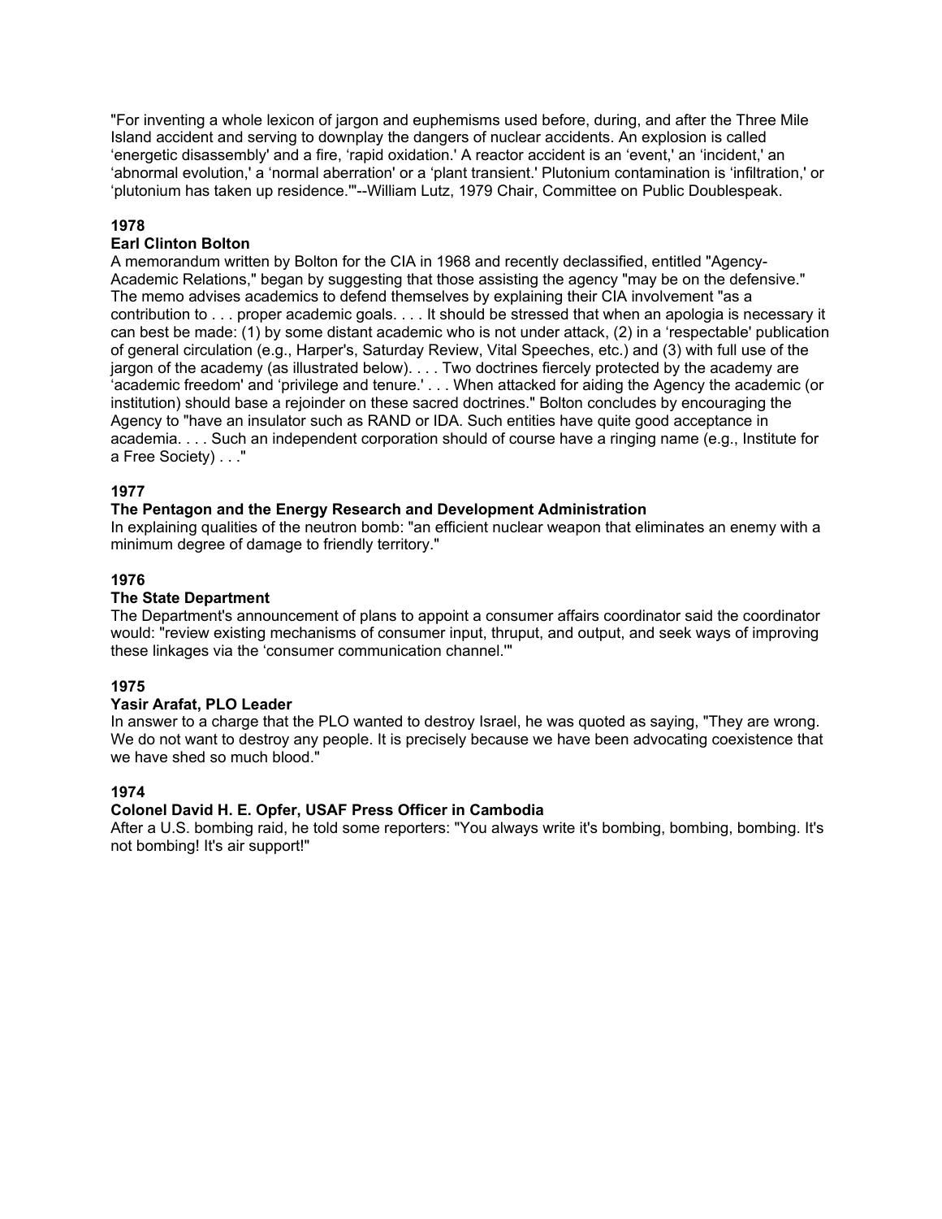"For inventing a whole lexicon of jargon and euphemisms used before, during, and after the Three Mile Island accident and serving to downplay the dangers of nuclear accidents. An explosion is called 'energetic disassembly' and a fire, 'rapid oxidation.' A reactor accident is an 'event,' an 'incident,' an 'abnormal evolution,' a 'normal aberration' or a 'plant transient.' Plutonium contamination is 'infiltration,' or 'plutonium has taken up residence.'"--William Lutz, 1979 Chair, Committee on Public Doublespeak.

**1978**

**Earl Clinton Bolton**

A memorandum written by Bolton for the CIA in 1968 and recently declassified, entitled "Agency-Academic Relations," began by suggesting that those assisting the agency "may be on the defensive." The memo advises academics to defend themselves by explaining their CIA involvement "as a contribution to . . . proper academic goals. . . . It should be stressed that when an apologia is necessary it can best be made: (1) by some distant academic who is not under attack, (2) in a 'respectable' publication of general circulation (e.g., Harper's, Saturday Review, Vital Speeches, etc.) and (3) with full use of the jargon of the academy (as illustrated below). . . . Two doctrines fiercely protected by the academy are 'academic freedom' and 'privilege and tenure.' . . . When attacked for aiding the Agency the academic (or institution) should base a rejoinder on these sacred doctrines." Bolton concludes by encouraging the Agency to "have an insulator such as RAND or IDA. Such entities have quite good acceptance in academia. . . . Such an independent corporation should of course have a ringing name (e.g., Institute for a Free Society) . . ."

**1977**

**The Pentagon and the Energy Research and Development Administration**

In explaining qualities of the neutron bomb: "an efficient nuclear weapon that eliminates an enemy with a minimum degree of damage to friendly territory."

**1976**

**The State Department**

The Department's announcement of plans to appoint a consumer affairs coordinator said the coordinator would: "review existing mechanisms of consumer input, thruput, and output, and seek ways of improving these linkages via the 'consumer communication channel.'"

**1975**

**Yasir Arafat, PLO Leader**

In answer to a charge that the PLO wanted to destroy Israel, he was quoted as saying, "They are wrong. We do not want to destroy any people. It is precisely because we have been advocating coexistence that we have shed so much blood."

**1974**

**Colonel David H. E. Opfer, USAF Press Officer in Cambodia**

After a U.S. bombing raid, he told some reporters: "You always write it's bombing, bombing, bombing. It's not bombing! It's air support!"